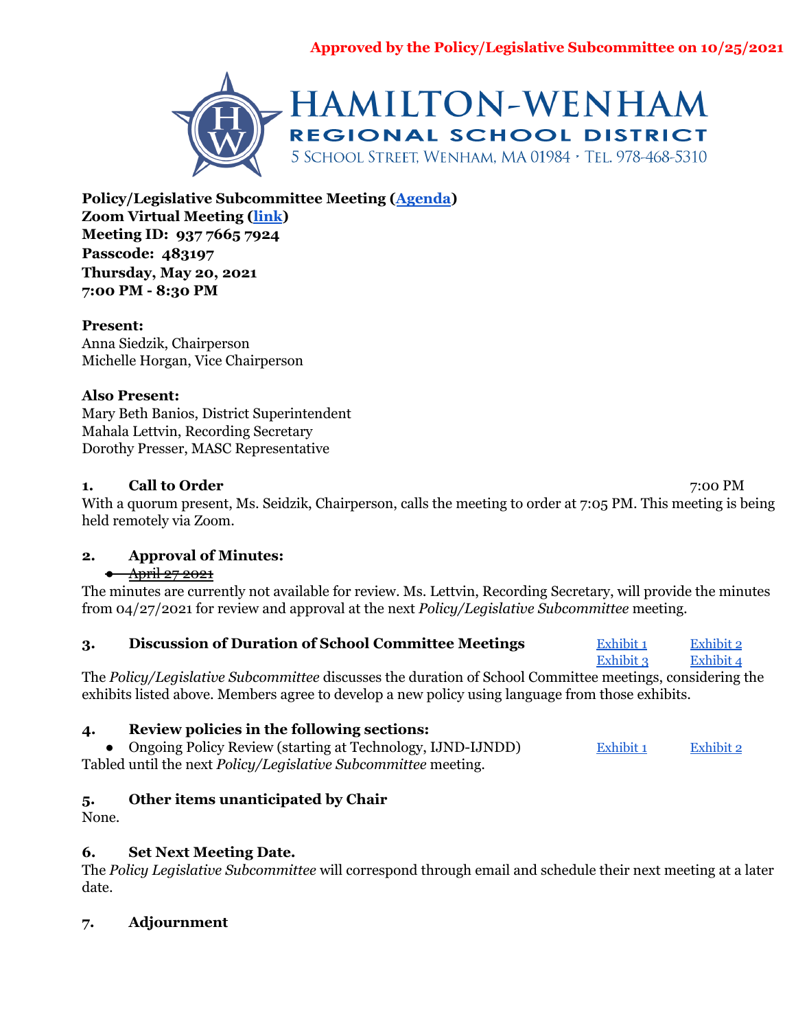**Approved by the Policy/Legislative Subcommittee on 10/25/2021**

# HAMILTON-WENHAM REGIONAL SCHOOL DISTRICT

5 School Street, Wenham, MA 01984 • Tel. 978-468-5310

**Policy/Legislative Subcommittee Meeting ([Agenda](#))**
**Zoom Virtual Meeting ([link](#))**
**Meeting ID: 937 7665 7924**
**Passcode: 483197**
**Thursday, May 20, 2021**
**7:00 PM - 8:30 PM**

**Present:**
Anna Siedzik, Chairperson
Michelle Horgan, Vice Chairperson

**Also Present:**
Mary Beth Banios, District Superintendent
Mahala Lettvin, Recording Secretary
Dorothy Presser, MASC Representative

**1. Call to Order** 7:00 PM

With a quorum present, Ms. Seidzik, Chairperson, calls the meeting to order at 7:05 PM. This meeting is being held remotely via Zoom.

**2. Approval of Minutes:**

- ~~April 27 2021~~

The minutes are currently not available for review. Ms. Lettvin, Recording Secretary, will provide the minutes from 04/27/2021 for review and approval at the next *Policy/Legislative Subcommittee* meeting.

**3. Discussion of Duration of School Committee Meetings** [Exhibit 1](#) [Exhibit 2](#) [Exhibit 3](#) [Exhibit 4](#)

The *Policy/Legislative Subcommittee* discusses the duration of School Committee meetings, considering the exhibits listed above. Members agree to develop a new policy using language from those exhibits.

**4. Review policies in the following sections:**

- Ongoing Policy Review (starting at Technology, IJND-IJNDD) [Exhibit 1](#) [Exhibit 2](#)

Tabled until the next *Policy/Legislative Subcommittee* meeting.

**5. Other items unanticipated by Chair**

None.

**6. Set Next Meeting Date.**

The *Policy Legislative Subcommittee* will correspond through email and schedule their next meeting at a later date.

**7. Adjournment**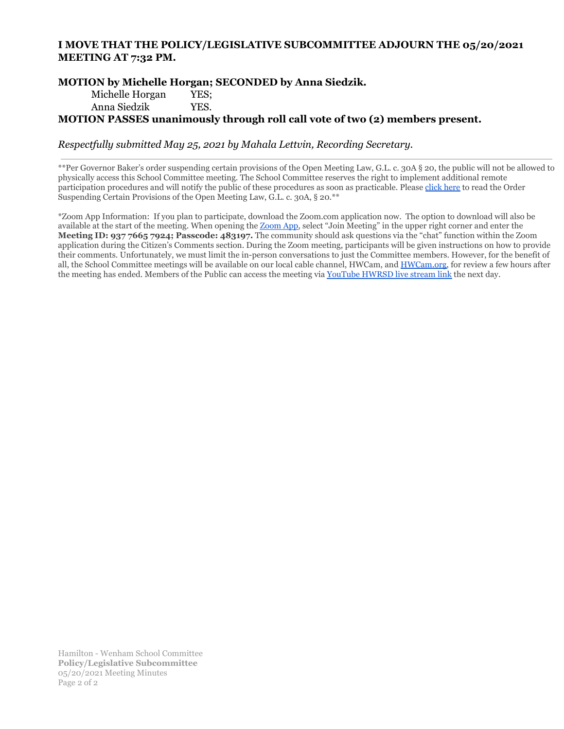**I MOVE THAT THE POLICY/LEGISLATIVE SUBCOMMITTEE ADJOURN THE 05/20/2021 MEETING AT 7:32 PM.**

**MOTION by Michelle Horgan; SECONDED by Anna Siedzik.**

Michelle Horgan YES;
Anna Siedzik YES.

**MOTION PASSES unanimously through roll call vote of two (2) members present.**

*Respectfully submitted May 25, 2021 by Mahala Lettvin, Recording Secretary.*

---

**Per Governor Baker's order suspending certain provisions of the Open Meeting Law, G.L. c. 30A § 20, the public will not be allowed to physically access this School Committee meeting. The School Committee reserves the right to implement additional remote participation procedures and will notify the public of these procedures as soon as practicable. Please click here to read the Order Suspending Certain Provisions of the Open Meeting Law, G.L. c. 30A, § 20.**

*Zoom App Information: If you plan to participate, download the Zoom.com application now. The option to download will also be available at the start of the meeting. When opening the Zoom App, select "Join Meeting" in the upper right corner and enter the **Meeting ID: 937 7665 7924; Passcode: 483197.** The community should ask questions via the "chat" function within the Zoom application during the Citizen's Comments section. During the Zoom meeting, participants will be given instructions on how to provide their comments. Unfortunately, we must limit the in-person conversations to just the Committee members. However, for the benefit of all, the School Committee meetings will be available on our local cable channel, HWCam, and HWCam.org, for review a few hours after the meeting has ended. Members of the Public can access the meeting via YouTube HWRSD live stream link the next day.